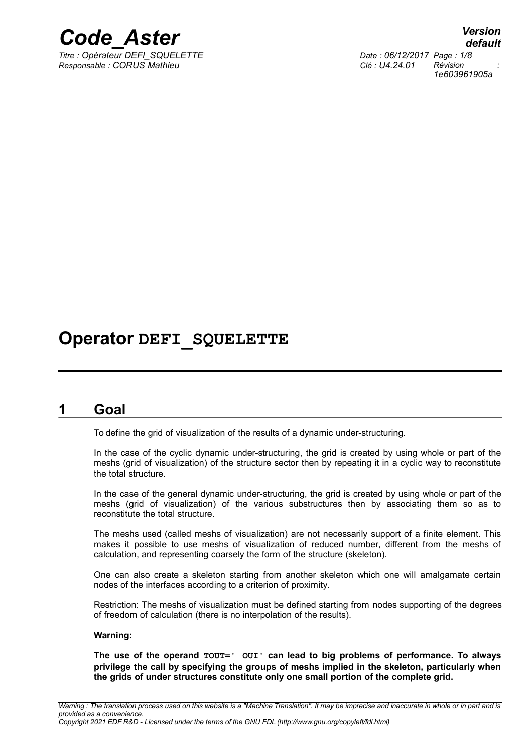# Operator DEFI_SQUELETTE

## 1 Goal

To define the grid of visualization of the results of a dynamic under-structuring.

In the case of the cyclic dynamic under-structuring, the grid is created by using whole or part of the meshs (grid of visualization) of the structure sector then by repeating it in a cyclic way to reconstitute the total structure.

In the case of the general dynamic under-structuring, the grid is created by using whole or part of the meshs (grid of visualization) of the various substructures then by associating them so as to reconstitute the total structure.

The meshs used (called meshs of visualization) are not necessarily support of a finite element. This makes it possible to use meshs of visualization of reduced number, different from the meshs of calculation, and representing coarsely the form of the structure (skeleton).

One can also create a skeleton starting from another skeleton which one will amalgamate certain nodes of the interfaces according to a criterion of proximity.

Restriction: The meshs of visualization must be defined starting from nodes supporting of the degrees of freedom of calculation (there is no interpolation of the results).

**Warning:**

**The use of the operand `TOUT=' OUI'` can lead to big problems of performance. To always privilege the call by specifying the groups of meshs implied in the skeleton, particularly when the grids of under structures constitute only one small portion of the complete grid.**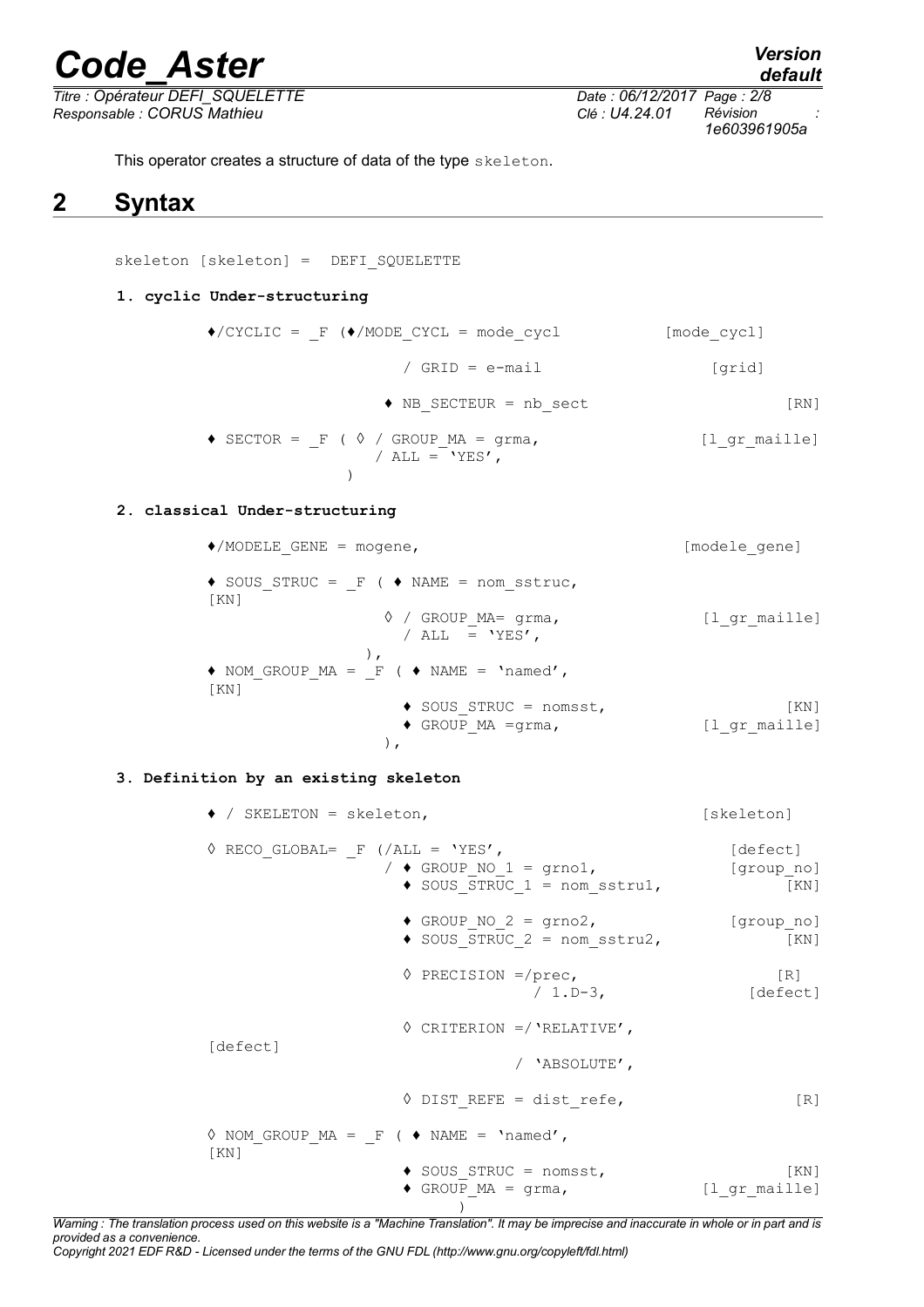This operator creates a structure of data of the type skeleton.

## 2 Syntax

```
skeleton [skeleton] =  DEFI_SQUELETTE

1. cyclic Under-structuring

    ♦/CYCLIC = _F (♦/MODE_CYCL = mode_cycl           [mode_cycl]

                   / GRID = e-mail                    [grid]

                  ♦ NB_SECTEUR = nb_sect                    [RN]

    ♦ SECTOR = _F ( ◊ / GROUP_MA = grma,             [l_gr_maille]
                     / ALL = 'YES',
                 )

2. classical Under-structuring

    ♦/MODELE_GENE = mogene,                           [modele_gene]

    ♦ SOUS_STRUC = _F ( ♦ NAME = nom_sstruc,
    [KN]
                      ◊ / GROUP_MA= grma,             [l_gr_maille]
                        / ALL  = 'YES',
                    ),
    ♦ NOM_GROUP_MA = _F ( ♦ NAME = 'named',
    [KN]
                        ♦ SOUS_STRUC = nomsst,                [KN]
                        ♦ GROUP_MA =grma,             [l_gr_maille]
                      ),

3. Definition by an existing skeleton

    ♦ / SKELETON = skeleton,                          [skeleton]

    ◊ RECO_GLOBAL= _F (/ALL = 'YES',                   [defect]
                      / ♦ GROUP_NO_1 = grno1,          [group_no]
                        ♦ SOUS_STRUC_1 = nom_sstru1,         [KN]

                        ♦ GROUP_NO_2 = grno2,          [group_no]
                        ♦ SOUS_STRUC_2 = nom_sstru2,         [KN]

                        ◊ PRECISION =/prec,                 [R]
                                     / 1.D-3,          [defect]

                        ◊ CRITERION =/'RELATIVE',
    [defect]
                                     / 'ABSOLUTE',

                        ◊ DIST_REFE = dist_refe,             [R]

    ◊ NOM_GROUP_MA = _F ( ♦ NAME = 'named',
    [KN]
                        ♦ SOUS_STRUC = nomsst,                [KN]
                        ♦ GROUP_MA = grma,            [l_gr_maille]
                          )
```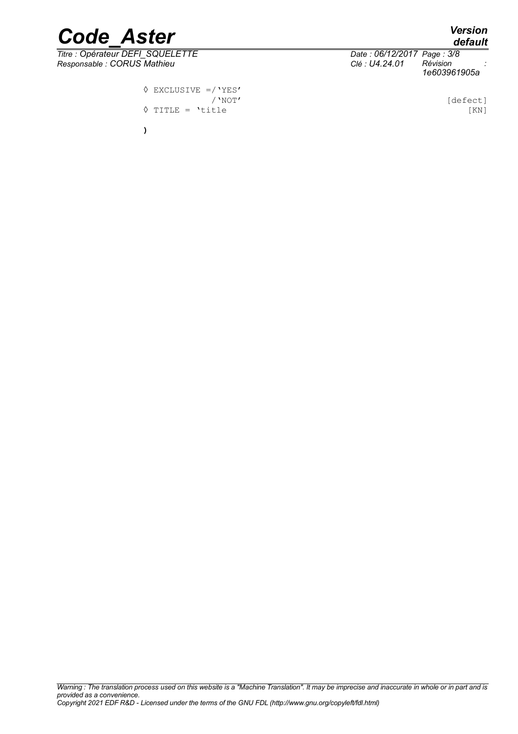```
              ◊ EXCLUSIVE =/'YES'
                          /'NOT'                                              [defect]
              ◊ TITLE = 'title                                                    [KN]

              )
```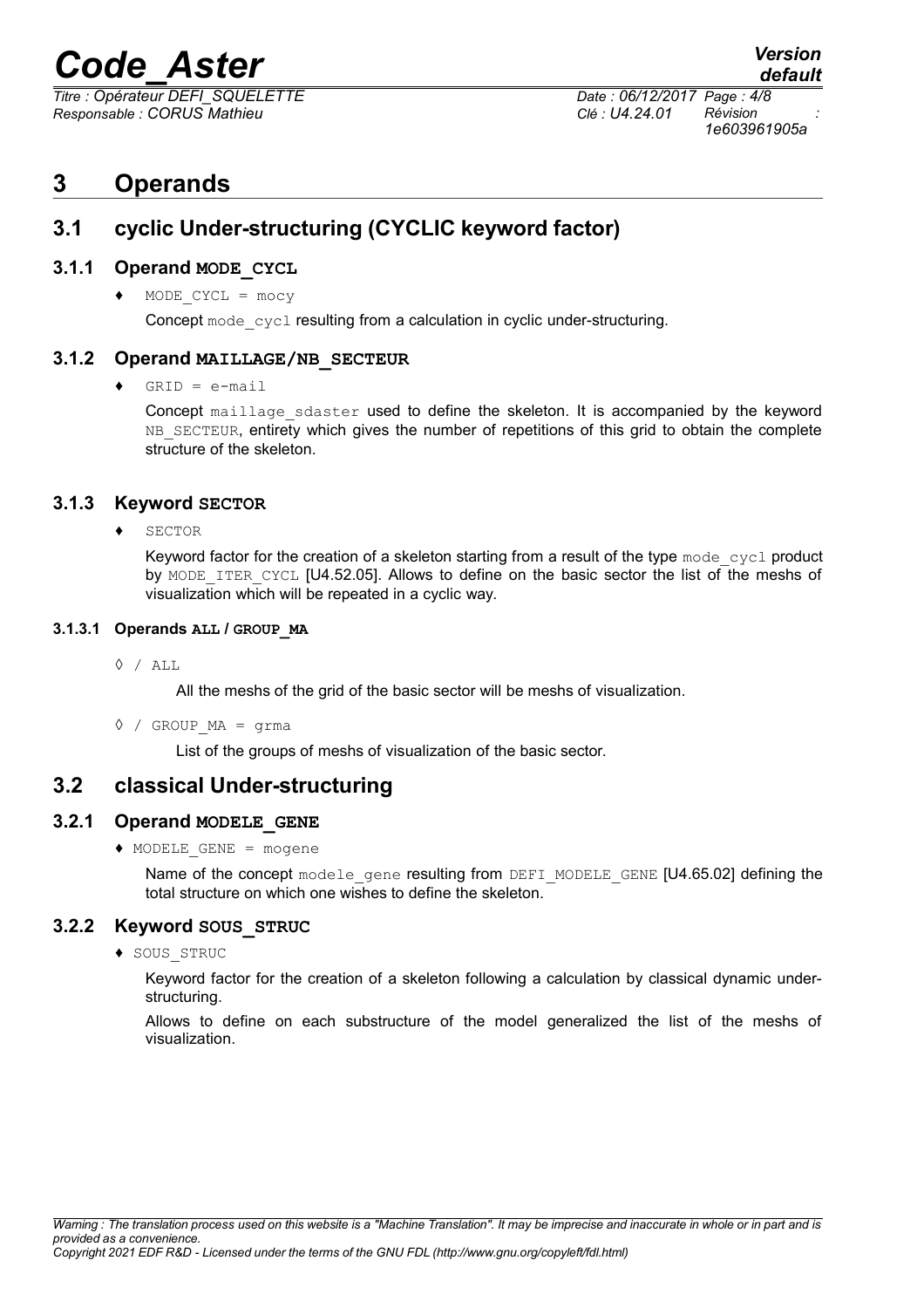# 3 Operands

## 3.1 cyclic Under-structuring (CYCLIC keyword factor)

### 3.1.1 Operand **MODE_CYCL**

♦ `MODE_CYCL = mocy`

Concept `mode_cycl` resulting from a calculation in cyclic under-structuring.

### 3.1.2 Operand **MAILLAGE/NB_SECTEUR**

♦ `GRID = e-mail`

Concept `maillage_sdaster` used to define the skeleton. It is accompanied by the keyword `NB_SECTEUR`, entirety which gives the number of repetitions of this grid to obtain the complete structure of the skeleton.

### 3.1.3 Keyword **SECTOR**

♦ `SECTOR`

Keyword factor for the creation of a skeleton starting from a result of the type `mode_cycl` product by `MODE_ITER_CYCL` [U4.52.05]. Allows to define on the basic sector the list of the meshs of visualization which will be repeated in a cyclic way.

#### 3.1.3.1 Operands **ALL / GROUP_MA**

◊ / `ALL`

All the meshs of the grid of the basic sector will be meshs of visualization.

◊ / `GROUP_MA = grma`

List of the groups of meshs of visualization of the basic sector.

## 3.2 classical Under-structuring

### 3.2.1 Operand **MODELE_GENE**

♦ `MODELE_GENE = mogene`

Name of the concept `modele_gene` resulting from `DEFI_MODELE_GENE` [U4.65.02] defining the total structure on which one wishes to define the skeleton.

### 3.2.2 Keyword **SOUS_STRUC**

♦ `SOUS_STRUC`

Keyword factor for the creation of a skeleton following a calculation by classical dynamic under-structuring.

Allows to define on each substructure of the model generalized the list of the meshs of visualization.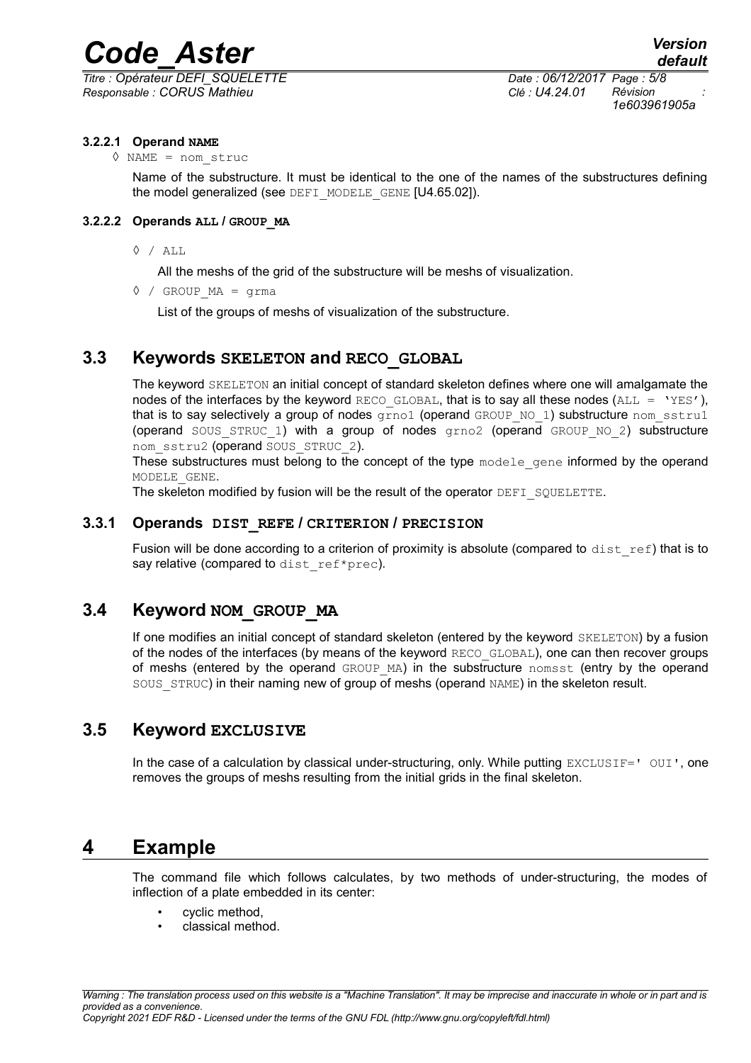#### 3.2.2.1 Operand **NAME**

◊ NAME = nom_struc

Name of the substructure. It must be identical to the one of the names of the substructures defining the model generalized (see DEFI_MODELE_GENE [U4.65.02]).

#### 3.2.2.2 Operands **ALL / GROUP_MA**

◊ / ALL

All the meshs of the grid of the substructure will be meshs of visualization.

◊ / GROUP_MA = grma

List of the groups of meshs of visualization of the substructure.

## 3.3 Keywords **SKELETON** and **RECO_GLOBAL**

The keyword SKELETON an initial concept of standard skeleton defines where one will amalgamate the nodes of the interfaces by the keyword RECO_GLOBAL, that is to say all these nodes (ALL = 'YES'), that is to say selectively a group of nodes grno1 (operand GROUP_NO_1) substructure nom_sstru1 (operand SOUS_STRUC_1) with a group of nodes grno2 (operand GROUP_NO_2) substructure nom_sstru2 (operand SOUS_STRUC_2).

These substructures must belong to the concept of the type modele_gene informed by the operand MODELE_GENE.

The skeleton modified by fusion will be the result of the operator DEFI_SQUELETTE.

### 3.3.1 Operands **DIST_REFE / CRITERION / PRECISION**

Fusion will be done according to a criterion of proximity is absolute (compared to dist_ref) that is to say relative (compared to dist_ref*prec).

## 3.4 Keyword **NOM_GROUP_MA**

If one modifies an initial concept of standard skeleton (entered by the keyword SKELETON) by a fusion of the nodes of the interfaces (by means of the keyword RECO_GLOBAL), one can then recover groups of meshs (entered by the operand GROUP_MA) in the substructure nomsst (entry by the operand SOUS_STRUC) in their naming new of group of meshs (operand NAME) in the skeleton result.

## 3.5 Keyword **EXCLUSIVE**

In the case of a calculation by classical under-structuring, only. While putting EXCLUSIF=' OUI', one removes the groups of meshs resulting from the initial grids in the final skeleton.

# 4 Example

The command file which follows calculates, by two methods of under-structuring, the modes of inflection of a plate embedded in its center:

- cyclic method,
- classical method.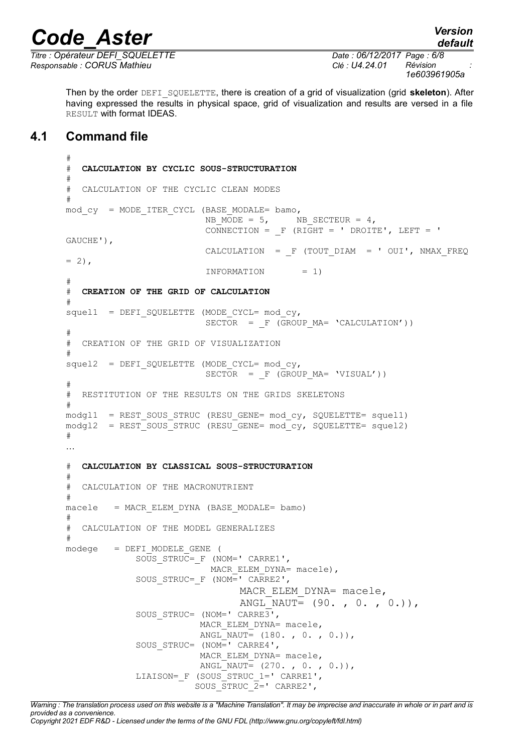Then by the order DEFI_SQUELETTE, there is creation of a grid of visualization (grid **skeleton**). After having expressed the results in physical space, grid of visualization and results are versed in a file RESULT with format IDEAS.

## 4.1 Command file

```
#
#  CALCULATION BY CYCLIC SOUS-STRUCTURATION
#
#  CALCULATION OF THE CYCLIC CLEAN MODES
#
mod_cy  = MODE_ITER_CYCL (BASE_MODALE= bamo,
                         NB_MODE = 5,     NB_SECTEUR = 4,
                         CONNECTION = _F (RIGHT = ' DROITE', LEFT = '
GAUCHE'),
                         CALCULATION  = _F (TOUT_DIAM  = ' OUI', NMAX_FREQ
= 2),
                         INFORMATION       = 1)
#
#  CREATION OF THE GRID OF CALCULATION
#
squel1  = DEFI_SQUELETTE (MODE_CYCL= mod_cy,
                          SECTOR  = _F (GROUP_MA= 'CALCULATION'))
#
#  CREATION OF THE GRID OF VISUALIZATION
#
squel2  = DEFI_SQUELETTE (MODE_CYCL= mod_cy,
                          SECTOR  = _F (GROUP_MA= 'VISUAL'))
#
#  RESTITUTION OF THE RESULTS ON THE GRIDS SKELETONS
#
modgl1  = REST_SOUS_STRUC (RESU_GENE= mod_cy, SQUELETTE= squel1)
modgl2  = REST_SOUS_STRUC (RESU_GENE= mod_cy, SQUELETTE= squel2)
#
…

#  CALCULATION BY CLASSICAL SOUS-STRUCTURATION
#
#  CALCULATION OF THE MACRONUTRIENT
#
macele   = MACR_ELEM_DYNA (BASE_MODALE= bamo)
#
#  CALCULATION OF THE MODEL GENERALIZES
#
modege   = DEFI_MODELE_GENE (
            SOUS_STRUC=_F (NOM=' CARRE1',
                           MACR_ELEM_DYNA= macele),
            SOUS_STRUC=_F (NOM=' CARRE2',
                           MACR_ELEM_DYNA= macele,
                           ANGL_NAUT= (90. , 0. , 0.)),
            SOUS_STRUC= (NOM=' CARRE3',
                         MACR_ELEM_DYNA= macele,
                         ANGL_NAUT= (180. , 0. , 0.)),
            SOUS_STRUC= (NOM=' CARRE4',
                         MACR_ELEM_DYNA= macele,
                         ANGL_NAUT= (270. , 0. , 0.)),
            LIAISON=_F (SOUS_STRUC_1=' CARRE1',
                        SOUS_STRUC_2=' CARRE2',
```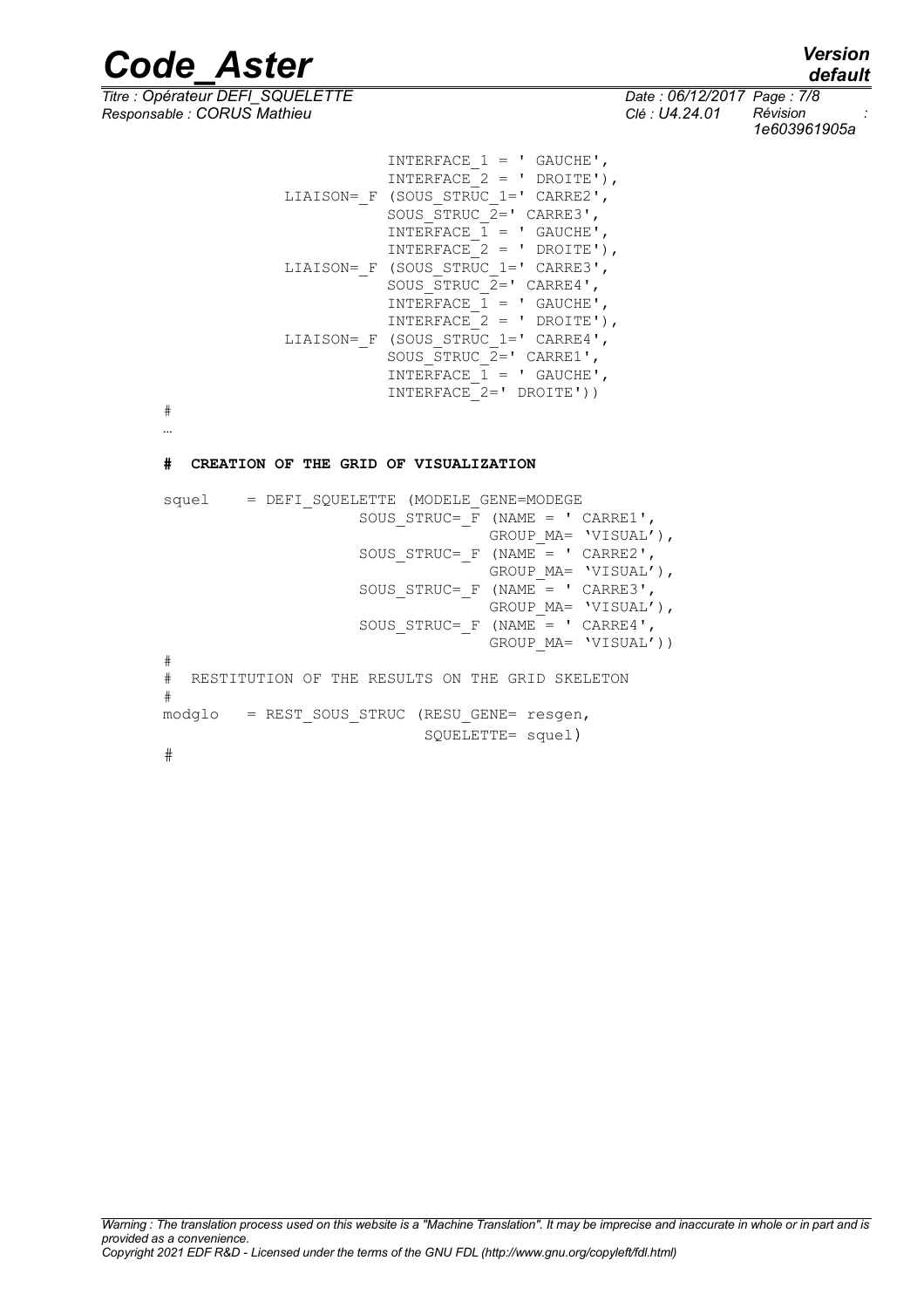```
                    INTERFACE_1 = ' GAUCHE',
                    INTERFACE_2 = ' DROITE'),
        LIAISON=_F (SOUS_STRUC_1=' CARRE2',
                    SOUS_STRUC_2=' CARRE3',
                    INTERFACE_1 = ' GAUCHE',
                    INTERFACE_2 = ' DROITE'),
        LIAISON=_F (SOUS_STRUC_1=' CARRE3',
                    SOUS_STRUC_2=' CARRE4',
                    INTERFACE_1 = ' GAUCHE',
                    INTERFACE_2 = ' DROITE'),
        LIAISON=_F (SOUS_STRUC_1=' CARRE4',
                    SOUS_STRUC_2=' CARRE1',
                    INTERFACE_1 = ' GAUCHE',
                    INTERFACE_2=' DROITE'))
#
…

#  CREATION OF THE GRID OF VISUALIZATION

squel    = DEFI_SQUELETTE (MODELE_GENE=MODEGE
                 SOUS_STRUC=_F (NAME = ' CARRE1',
                                GROUP_MA= 'VISUAL'),
                 SOUS_STRUC=_F (NAME = ' CARRE2',
                                GROUP_MA= 'VISUAL'),
                 SOUS_STRUC=_F (NAME = ' CARRE3',
                                GROUP_MA= 'VISUAL'),
                 SOUS_STRUC=_F (NAME = ' CARRE4',
                                GROUP_MA= 'VISUAL'))
#
#  RESTITUTION OF THE RESULTS ON THE GRID SKELETON
#
modglo   = REST_SOUS_STRUC (RESU_GENE= resgen,
                           SQUELETTE= squel)
#
```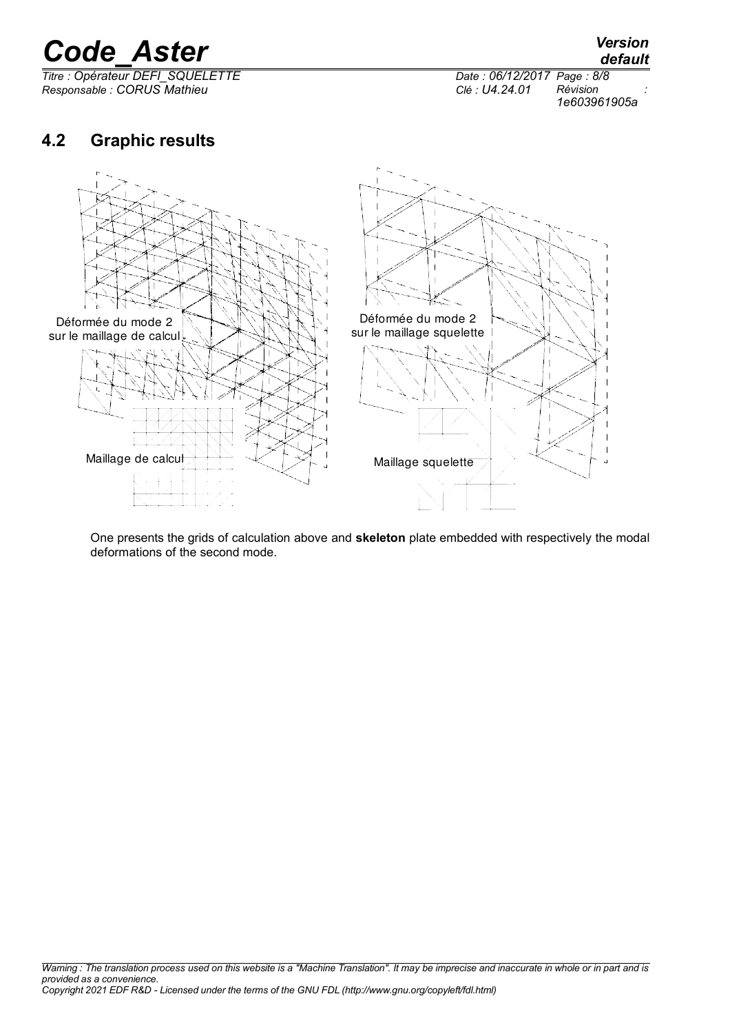## 4.2 Graphic results

Déformée du mode 2
sur le maillage de calcul

Maillage de calcul

Déformée du mode 2
sur le maillage squelette

Maillage squelette

One presents the grids of calculation above and **skeleton** plate embedded with respectively the modal deformations of the second mode.